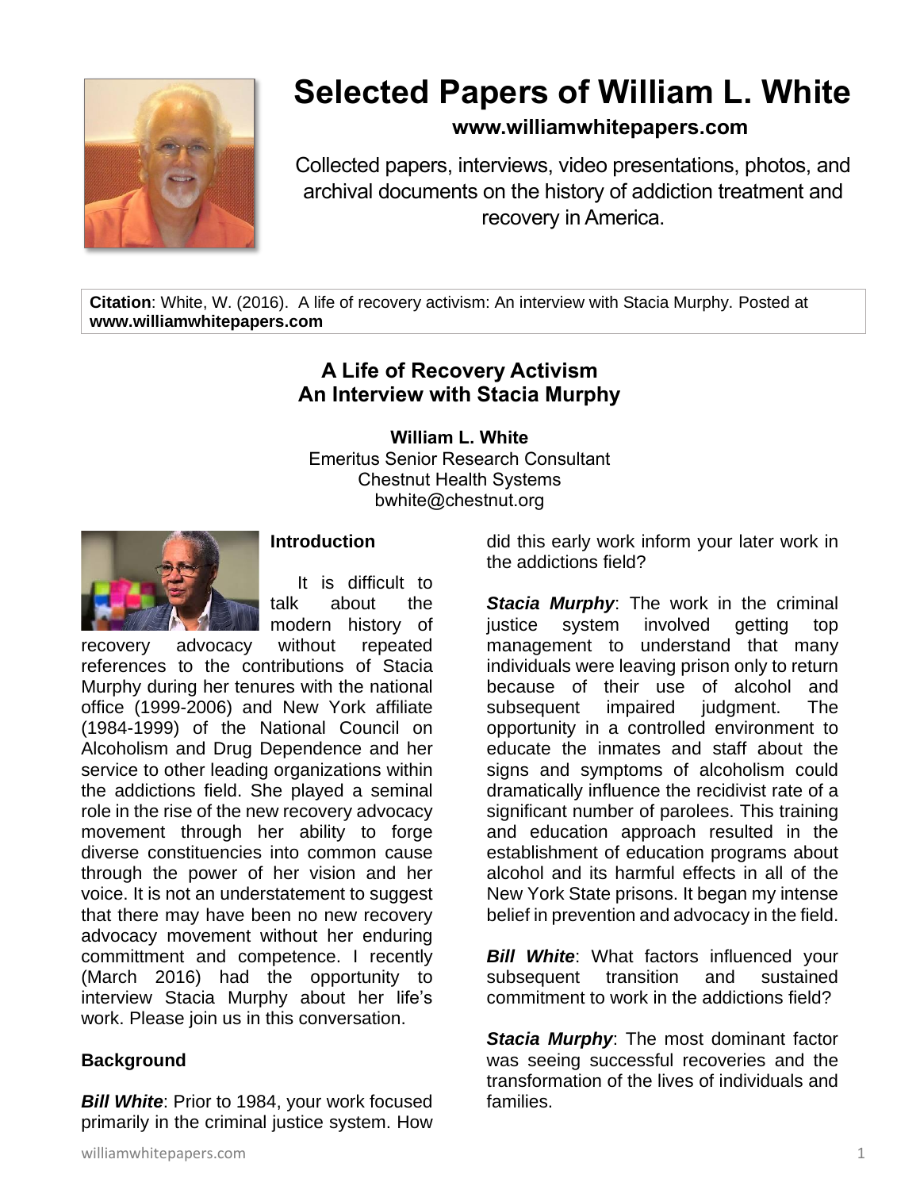# Selected Papers of William L. White

**www.williamwhitepapers.com**

Collected papers, interviews, video presentations, photos, and archival documents on the history of addiction treatment and recovery in America.

**Citation**: White, W. (2016). A life of recovery activism: An interview with Stacia Murphy. Posted at **www.williamwhitepapers.com**

## A Life of Recovery Activism
## An Interview with Stacia Murphy

**William L. White**
Emeritus Senior Research Consultant
Chestnut Health Systems
bwhite@chestnut.org

### Introduction

It is difficult to talk about the modern history of recovery advocacy without repeated references to the contributions of Stacia Murphy during her tenures with the national office (1999-2006) and New York affiliate (1984-1999) of the National Council on Alcoholism and Drug Dependence and her service to other leading organizations within the addictions field. She played a seminal role in the rise of the new recovery advocacy movement through her ability to forge diverse constituencies into common cause through the power of her vision and her voice. It is not an understatement to suggest that there may have been no new recovery advocacy movement without her enduring committment and competence. I recently (March 2016) had the opportunity to interview Stacia Murphy about her life's work. Please join us in this conversation.

### Background

***Bill White***: Prior to 1984, your work focused primarily in the criminal justice system. How did this early work inform your later work in the addictions field?

***Stacia Murphy***: The work in the criminal justice system involved getting top management to understand that many individuals were leaving prison only to return because of their use of alcohol and subsequent impaired judgment. The opportunity in a controlled environment to educate the inmates and staff about the signs and symptoms of alcoholism could dramatically influence the recidivist rate of a significant number of parolees. This training and education approach resulted in the establishment of education programs about alcohol and its harmful effects in all of the New York State prisons. It began my intense belief in prevention and advocacy in the field.

***Bill White***: What factors influenced your subsequent transition and sustained commitment to work in the addictions field?

***Stacia Murphy***: The most dominant factor was seeing successful recoveries and the transformation of the lives of individuals and families.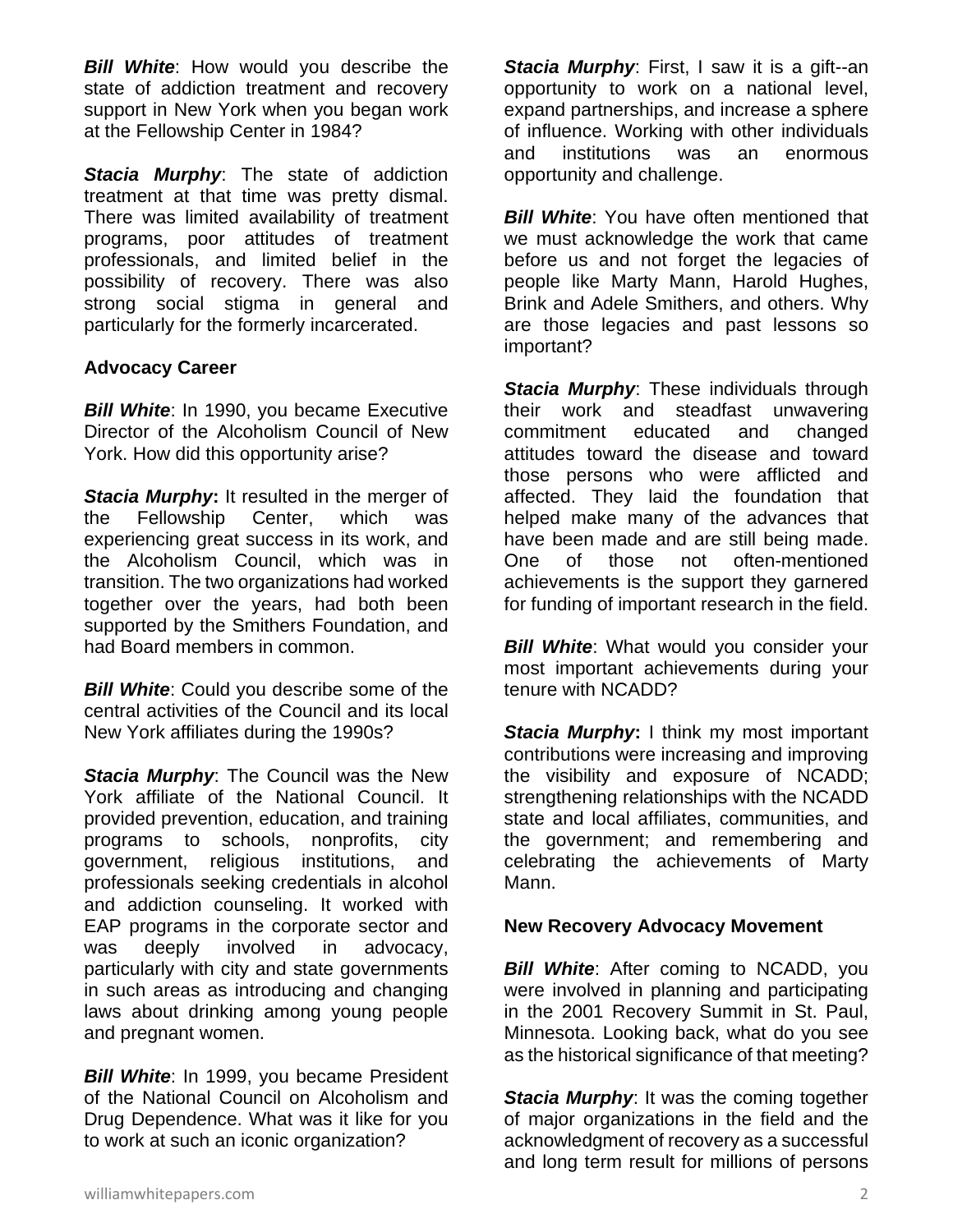***Bill White***: How would you describe the state of addiction treatment and recovery support in New York when you began work at the Fellowship Center in 1984?

***Stacia Murphy***: The state of addiction treatment at that time was pretty dismal. There was limited availability of treatment programs, poor attitudes of treatment professionals, and limited belief in the possibility of recovery. There was also strong social stigma in general and particularly for the formerly incarcerated.

**Advocacy Career**

***Bill White***: In 1990, you became Executive Director of the Alcoholism Council of New York. How did this opportunity arise?

***Stacia Murphy*:** It resulted in the merger of the Fellowship Center, which was experiencing great success in its work, and the Alcoholism Council, which was in transition. The two organizations had worked together over the years, had both been supported by the Smithers Foundation, and had Board members in common.

***Bill White***: Could you describe some of the central activities of the Council and its local New York affiliates during the 1990s?

***Stacia Murphy***: The Council was the New York affiliate of the National Council. It provided prevention, education, and training programs to schools, nonprofits, city government, religious institutions, and professionals seeking credentials in alcohol and addiction counseling. It worked with EAP programs in the corporate sector and was deeply involved in advocacy, particularly with city and state governments in such areas as introducing and changing laws about drinking among young people and pregnant women.

***Bill White***: In 1999, you became President of the National Council on Alcoholism and Drug Dependence. What was it like for you to work at such an iconic organization?

***Stacia Murphy***: First, I saw it is a gift--an opportunity to work on a national level, expand partnerships, and increase a sphere of influence. Working with other individuals and institutions was an enormous opportunity and challenge.

***Bill White***: You have often mentioned that we must acknowledge the work that came before us and not forget the legacies of people like Marty Mann, Harold Hughes, Brink and Adele Smithers, and others. Why are those legacies and past lessons so important?

***Stacia Murphy***: These individuals through their work and steadfast unwavering commitment educated and changed attitudes toward the disease and toward those persons who were afflicted and affected. They laid the foundation that helped make many of the advances that have been made and are still being made. One of those not often-mentioned achievements is the support they garnered for funding of important research in the field.

***Bill White***: What would you consider your most important achievements during your tenure with NCADD?

***Stacia Murphy*:** I think my most important contributions were increasing and improving the visibility and exposure of NCADD; strengthening relationships with the NCADD state and local affiliates, communities, and the government; and remembering and celebrating the achievements of Marty Mann.

**New Recovery Advocacy Movement**

***Bill White***: After coming to NCADD, you were involved in planning and participating in the 2001 Recovery Summit in St. Paul, Minnesota. Looking back, what do you see as the historical significance of that meeting?

***Stacia Murphy***: It was the coming together of major organizations in the field and the acknowledgment of recovery as a successful and long term result for millions of persons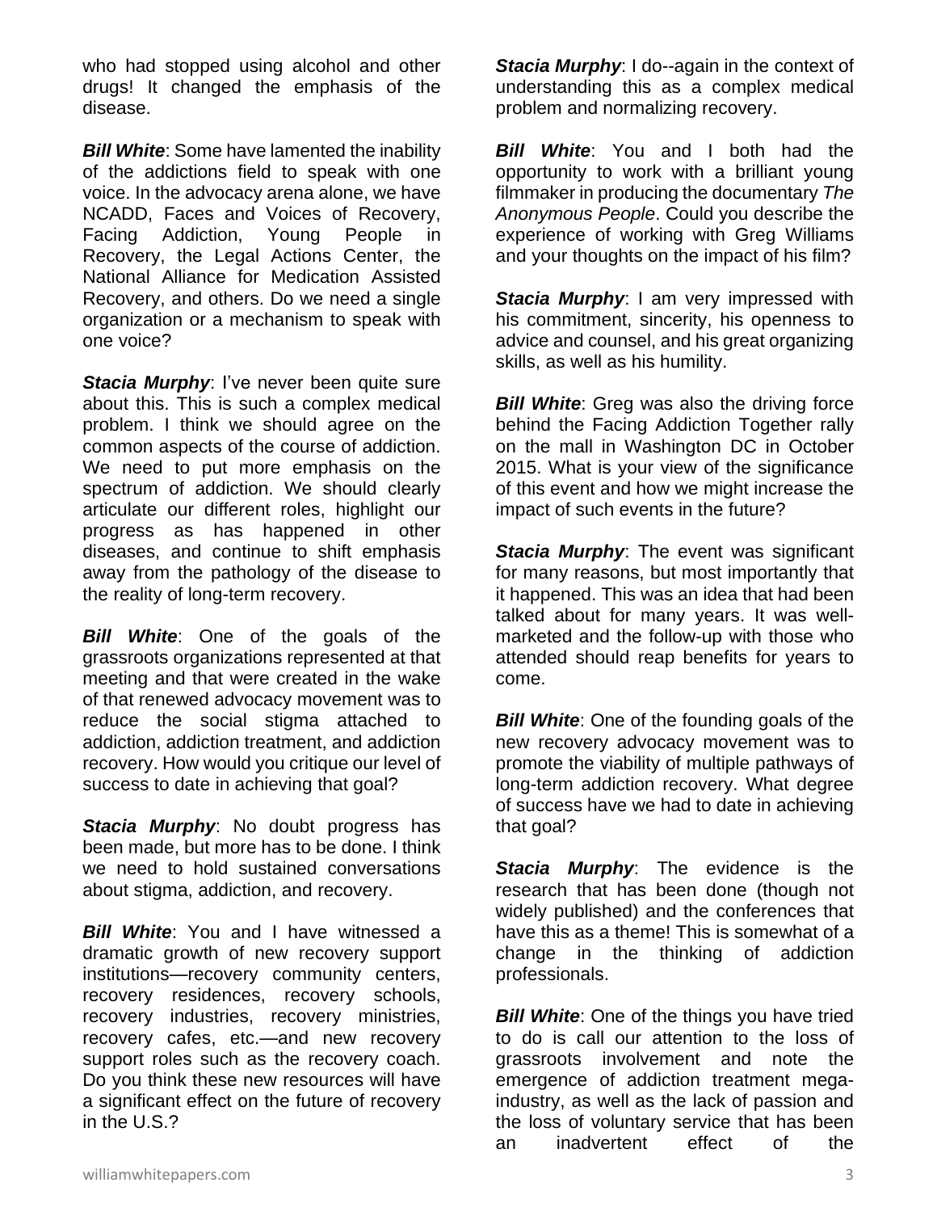who had stopped using alcohol and other drugs! It changed the emphasis of the disease.

***Bill White***: Some have lamented the inability of the addictions field to speak with one voice. In the advocacy arena alone, we have NCADD, Faces and Voices of Recovery, Facing Addiction, Young People in Recovery, the Legal Actions Center, the National Alliance for Medication Assisted Recovery, and others. Do we need a single organization or a mechanism to speak with one voice?

***Stacia Murphy***: I've never been quite sure about this. This is such a complex medical problem. I think we should agree on the common aspects of the course of addiction. We need to put more emphasis on the spectrum of addiction. We should clearly articulate our different roles, highlight our progress as has happened in other diseases, and continue to shift emphasis away from the pathology of the disease to the reality of long-term recovery.

***Bill White***: One of the goals of the grassroots organizations represented at that meeting and that were created in the wake of that renewed advocacy movement was to reduce the social stigma attached to addiction, addiction treatment, and addiction recovery. How would you critique our level of success to date in achieving that goal?

***Stacia Murphy***: No doubt progress has been made, but more has to be done. I think we need to hold sustained conversations about stigma, addiction, and recovery.

***Bill White***: You and I have witnessed a dramatic growth of new recovery support institutions—recovery community centers, recovery residences, recovery schools, recovery industries, recovery ministries, recovery cafes, etc.—and new recovery support roles such as the recovery coach. Do you think these new resources will have a significant effect on the future of recovery in the U.S.?

***Stacia Murphy***: I do--again in the context of understanding this as a complex medical problem and normalizing recovery.

***Bill White***: You and I both had the opportunity to work with a brilliant young filmmaker in producing the documentary *The Anonymous People*. Could you describe the experience of working with Greg Williams and your thoughts on the impact of his film?

***Stacia Murphy***: I am very impressed with his commitment, sincerity, his openness to advice and counsel, and his great organizing skills, as well as his humility.

***Bill White***: Greg was also the driving force behind the Facing Addiction Together rally on the mall in Washington DC in October 2015. What is your view of the significance of this event and how we might increase the impact of such events in the future?

***Stacia Murphy***: The event was significant for many reasons, but most importantly that it happened. This was an idea that had been talked about for many years. It was well-marketed and the follow-up with those who attended should reap benefits for years to come.

***Bill White***: One of the founding goals of the new recovery advocacy movement was to promote the viability of multiple pathways of long-term addiction recovery. What degree of success have we had to date in achieving that goal?

***Stacia Murphy***: The evidence is the research that has been done (though not widely published) and the conferences that have this as a theme! This is somewhat of a change in the thinking of addiction professionals.

***Bill White***: One of the things you have tried to do is call our attention to the loss of grassroots involvement and note the emergence of addiction treatment mega-industry, as well as the lack of passion and the loss of voluntary service that has been an inadvertent effect of the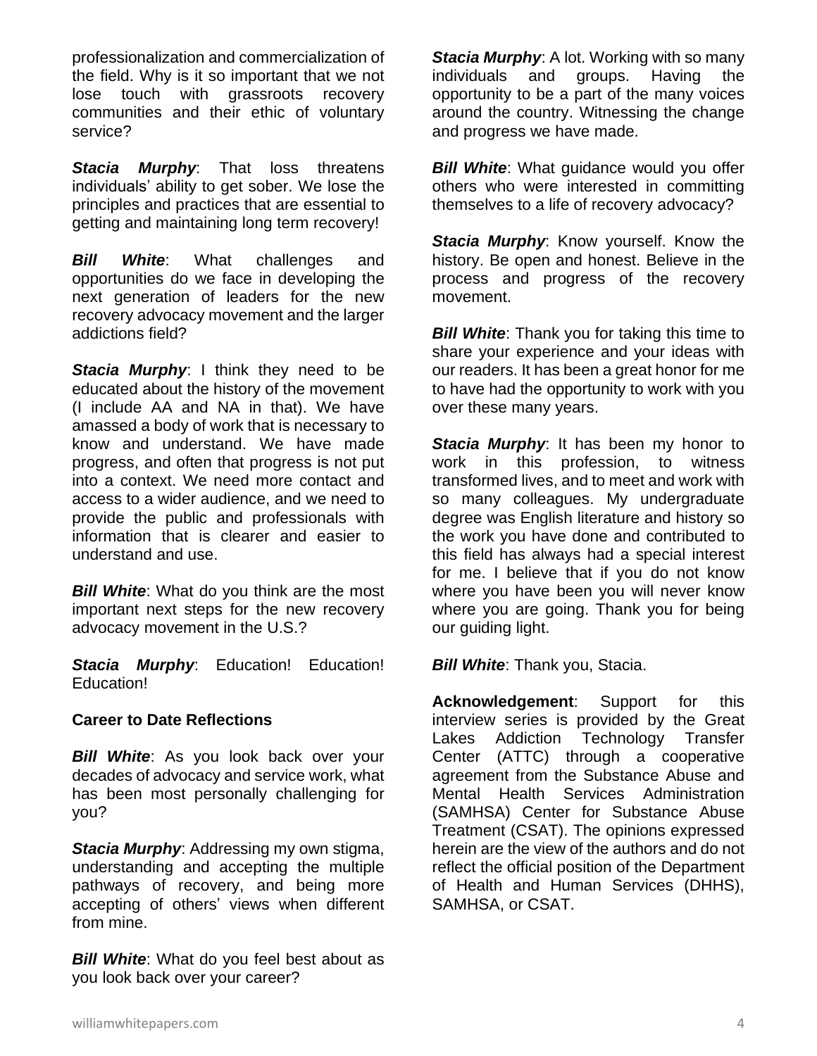professionalization and commercialization of the field. Why is it so important that we not lose touch with grassroots recovery communities and their ethic of voluntary service?

***Stacia Murphy***: That loss threatens individuals' ability to get sober. We lose the principles and practices that are essential to getting and maintaining long term recovery!

***Bill White***: What challenges and opportunities do we face in developing the next generation of leaders for the new recovery advocacy movement and the larger addictions field?

***Stacia Murphy***: I think they need to be educated about the history of the movement (I include AA and NA in that). We have amassed a body of work that is necessary to know and understand. We have made progress, and often that progress is not put into a context. We need more contact and access to a wider audience, and we need to provide the public and professionals with information that is clearer and easier to understand and use.

***Bill White***: What do you think are the most important next steps for the new recovery advocacy movement in the U.S.?

***Stacia Murphy***: Education! Education! Education!

**Career to Date Reflections**

***Bill White***: As you look back over your decades of advocacy and service work, what has been most personally challenging for you?

***Stacia Murphy***: Addressing my own stigma, understanding and accepting the multiple pathways of recovery, and being more accepting of others' views when different from mine.

***Bill White***: What do you feel best about as you look back over your career?

***Stacia Murphy***: A lot. Working with so many individuals and groups. Having the opportunity to be a part of the many voices around the country. Witnessing the change and progress we have made.

***Bill White***: What guidance would you offer others who were interested in committing themselves to a life of recovery advocacy?

***Stacia Murphy***: Know yourself. Know the history. Be open and honest. Believe in the process and progress of the recovery movement.

***Bill White***: Thank you for taking this time to share your experience and your ideas with our readers. It has been a great honor for me to have had the opportunity to work with you over these many years.

***Stacia Murphy***: It has been my honor to work in this profession, to witness transformed lives, and to meet and work with so many colleagues. My undergraduate degree was English literature and history so the work you have done and contributed to this field has always had a special interest for me. I believe that if you do not know where you have been you will never know where you are going. Thank you for being our guiding light.

***Bill White***: Thank you, Stacia.

**Acknowledgement**: Support for this interview series is provided by the Great Lakes Addiction Technology Transfer Center (ATTC) through a cooperative agreement from the Substance Abuse and Mental Health Services Administration (SAMHSA) Center for Substance Abuse Treatment (CSAT). The opinions expressed herein are the view of the authors and do not reflect the official position of the Department of Health and Human Services (DHHS), SAMHSA, or CSAT.